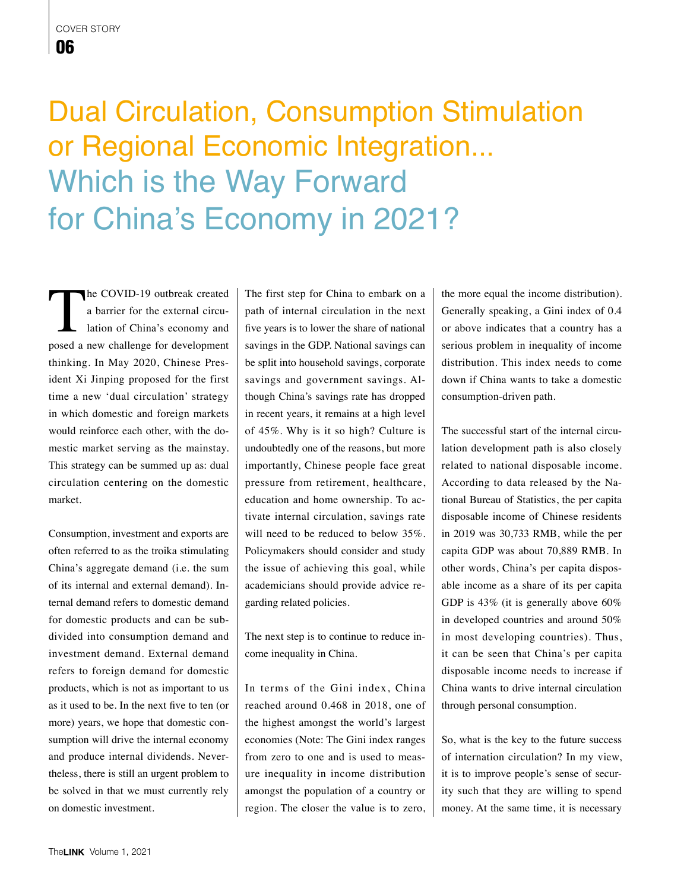// COVER STORY / 06 header omitted

# Dual Circulation, Consumption Stimulation or Regional Economic Integration... Which is the Way Forward for China's Economy in 2021?

The COVID-19 outbreak created a barrier for the external circulation of China's economy and posed a new challenge for development thinking. In May 2020, Chinese President Xi Jinping proposed for the first time a new 'dual circulation' strategy in which domestic and foreign markets would reinforce each other, with the domestic market serving as the mainstay. This strategy can be summed up as: dual circulation centering on the domestic market.

Consumption, investment and exports are often referred to as the troika stimulating China's aggregate demand (i.e. the sum of its internal and external demand). Internal demand refers to domestic demand for domestic products and can be subdivided into consumption demand and investment demand. External demand refers to foreign demand for domestic products, which is not as important to us as it used to be. In the next five to ten (or more) years, we hope that domestic consumption will drive the internal economy and produce internal dividends. Nevertheless, there is still an urgent problem to be solved in that we must currently rely on domestic investment.

The first step for China to embark on a path of internal circulation in the next five years is to lower the share of national savings in the GDP. National savings can be split into household savings, corporate savings and government savings. Although China's savings rate has dropped in recent years, it remains at a high level of 45%. Why is it so high? Culture is undoubtedly one of the reasons, but more importantly, Chinese people face great pressure from retirement, healthcare, education and home ownership. To activate internal circulation, savings rate will need to be reduced to below 35%. Policymakers should consider and study the issue of achieving this goal, while academicians should provide advice regarding related policies.

The next step is to continue to reduce income inequality in China.

In terms of the Gini index, China reached around 0.468 in 2018, one of the highest amongst the world's largest economies (Note: The Gini index ranges from zero to one and is used to measure inequality in income distribution amongst the population of a country or region. The closer the value is to zero, the more equal the income distribution). Generally speaking, a Gini index of 0.4 or above indicates that a country has a serious problem in inequality of income distribution. This index needs to come down if China wants to take a domestic consumption-driven path.

The successful start of the internal circulation development path is also closely related to national disposable income. According to data released by the National Bureau of Statistics, the per capita disposable income of Chinese residents in 2019 was 30,733 RMB, while the per capita GDP was about 70,889 RMB. In other words, China's per capita disposable income as a share of its per capita GDP is 43% (it is generally above 60% in developed countries and around 50% in most developing countries). Thus, it can be seen that China's per capita disposable income needs to increase if China wants to drive internal circulation through personal consumption.

So, what is the key to the future success of internation circulation? In my view, it is to improve people's sense of security such that they are willing to spend money. At the same time, it is necessary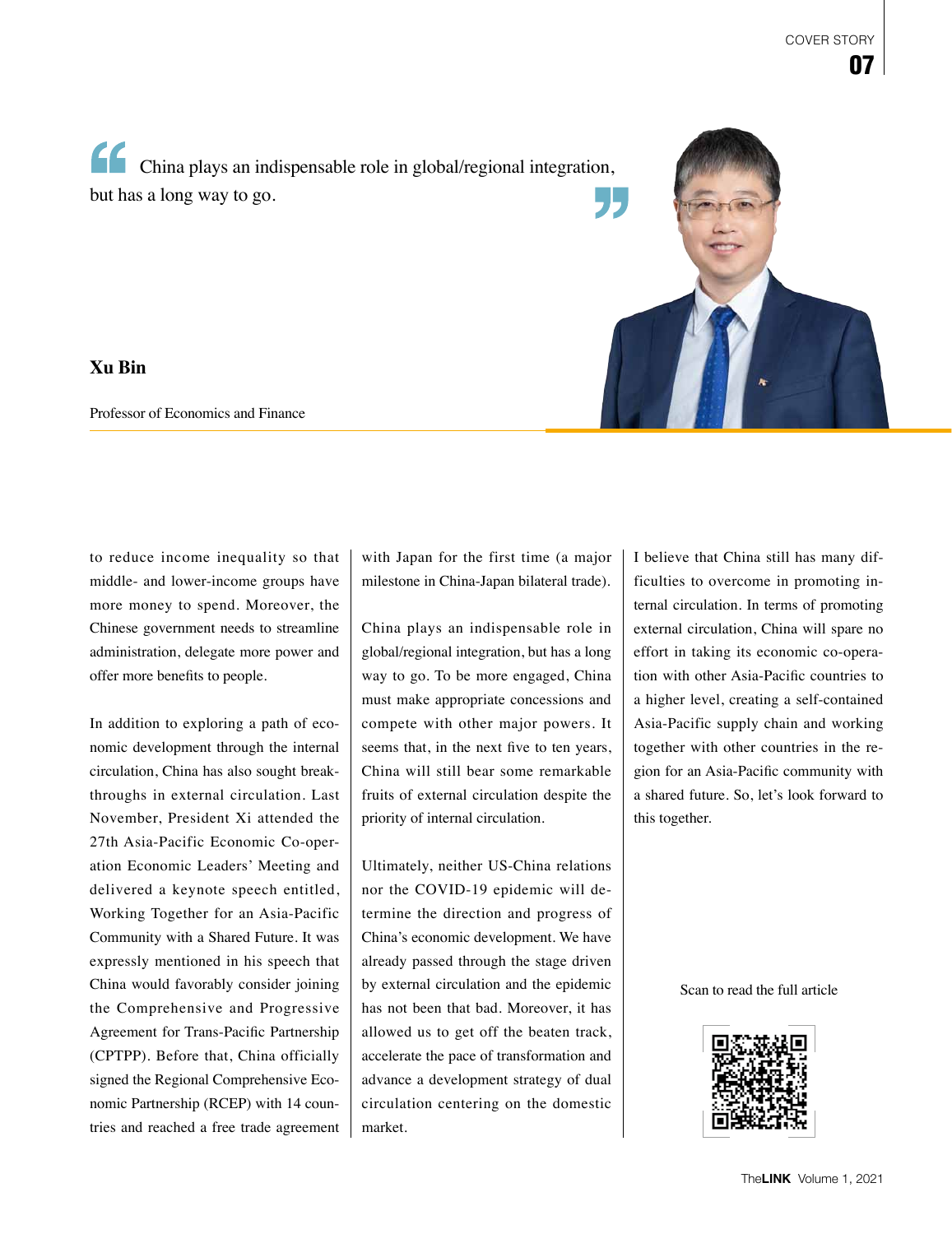> China plays an indispensable role in global/regional integration, but has a long way to go.

**Xu Bin**

Professor of Economics and Finance

to reduce income inequality so that middle- and lower-income groups have more money to spend. Moreover, the Chinese government needs to streamline administration, delegate more power and offer more benefits to people.

In addition to exploring a path of economic development through the internal circulation, China has also sought breakthroughs in external circulation. Last November, President Xi attended the 27th Asia-Pacific Economic Co-operation Economic Leaders' Meeting and delivered a keynote speech entitled, Working Together for an Asia-Pacific Community with a Shared Future. It was expressly mentioned in his speech that China would favorably consider joining the Comprehensive and Progressive Agreement for Trans-Pacific Partnership (CPTPP). Before that, China officially signed the Regional Comprehensive Economic Partnership (RCEP) with 14 countries and reached a free trade agreement with Japan for the first time (a major milestone in China-Japan bilateral trade).

China plays an indispensable role in global/regional integration, but has a long way to go. To be more engaged, China must make appropriate concessions and compete with other major powers. It seems that, in the next five to ten years, China will still bear some remarkable fruits of external circulation despite the priority of internal circulation.

Ultimately, neither US-China relations nor the COVID-19 epidemic will determine the direction and progress of China's economic development. We have already passed through the stage driven by external circulation and the epidemic has not been that bad. Moreover, it has allowed us to get off the beaten track, accelerate the pace of transformation and advance a development strategy of dual circulation centering on the domestic market.

I believe that China still has many difficulties to overcome in promoting internal circulation. In terms of promoting external circulation, China will spare no effort in taking its economic co-operation with other Asia-Pacific countries to a higher level, creating a self-contained Asia-Pacific supply chain and working together with other countries in the region for an Asia-Pacific community with a shared future. So, let's look forward to this together.

Scan to read the full article